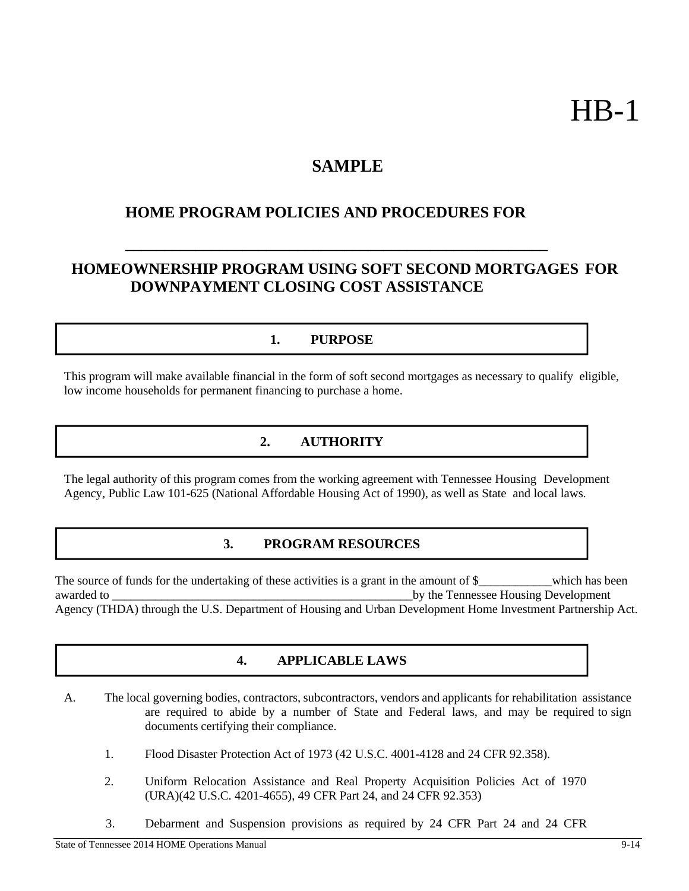# HB-1

## SAMPLE

## HOME PROGRAM POLICIES AND PROCEDURES FOR

## ________________________________________________________

## HOMEOWNERSHIP PROGRAM USING SOFT SECOND MORTGAGES FOR DOWNPAYMENT CLOSING COST ASSISTANCE

### 1. PURPOSE

This program will make available financial in the form of soft second mortgages as necessary to qualify eligible, low income households for permanent financing to purchase a home.

### 2. AUTHORITY

The legal authority of this program comes from the working agreement with Tennessee Housing Development Agency, Public Law 101-625 (National Affordable Housing Act of 1990), as well as State and local laws.

### 3. PROGRAM RESOURCES

The source of funds for the undertaking of these activities is a grant in the amount of $____________which has been awarded to __________________________________________________by the Tennessee Housing Development Agency (THDA) through the U.S. Department of Housing and Urban Development Home Investment Partnership Act.

### 4. APPLICABLE LAWS

A. The local governing bodies, contractors, subcontractors, vendors and applicants for rehabilitation assistance are required to abide by a number of State and Federal laws, and may be required to sign documents certifying their compliance.

1. Flood Disaster Protection Act of 1973 (42 U.S.C. 4001-4128 and 24 CFR 92.358).

2. Uniform Relocation Assistance and Real Property Acquisition Policies Act of 1970 (URA)(42 U.S.C. 4201-4655), 49 CFR Part 24, and 24 CFR 92.353)

3. Debarment and Suspension provisions as required by 24 CFR Part 24 and 24 CFR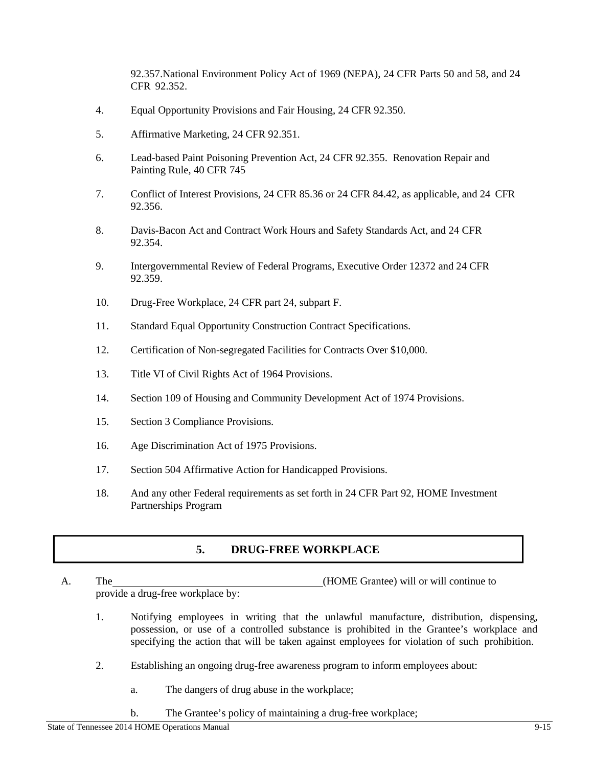92.357.National Environment Policy Act of 1969 (NEPA), 24 CFR Parts 50 and 58, and 24 CFR 92.352.

4. Equal Opportunity Provisions and Fair Housing, 24 CFR 92.350.

5. Affirmative Marketing, 24 CFR 92.351.

6. Lead-based Paint Poisoning Prevention Act, 24 CFR 92.355. Renovation Repair and Painting Rule, 40 CFR 745

7. Conflict of Interest Provisions, 24 CFR 85.36 or 24 CFR 84.42, as applicable, and 24 CFR 92.356.

8. Davis-Bacon Act and Contract Work Hours and Safety Standards Act, and 24 CFR 92.354.

9. Intergovernmental Review of Federal Programs, Executive Order 12372 and 24 CFR 92.359.

10. Drug-Free Workplace, 24 CFR part 24, subpart F.

11. Standard Equal Opportunity Construction Contract Specifications.

12. Certification of Non-segregated Facilities for Contracts Over $10,000.

13. Title VI of Civil Rights Act of 1964 Provisions.

14. Section 109 of Housing and Community Development Act of 1974 Provisions.

15. Section 3 Compliance Provisions.

16. Age Discrimination Act of 1975 Provisions.

17. Section 504 Affirmative Action for Handicapped Provisions.

18. And any other Federal requirements as set forth in 24 CFR Part 92, HOME Investment Partnerships Program

## 5. DRUG-FREE WORKPLACE

A. The ________________________________________ (HOME Grantee) will or will continue to provide a drug-free workplace by:

1. Notifying employees in writing that the unlawful manufacture, distribution, dispensing, possession, or use of a controlled substance is prohibited in the Grantee's workplace and specifying the action that will be taken against employees for violation of such prohibition.

2. Establishing an ongoing drug-free awareness program to inform employees about:

   a. The dangers of drug abuse in the workplace;

   b. The Grantee's policy of maintaining a drug-free workplace;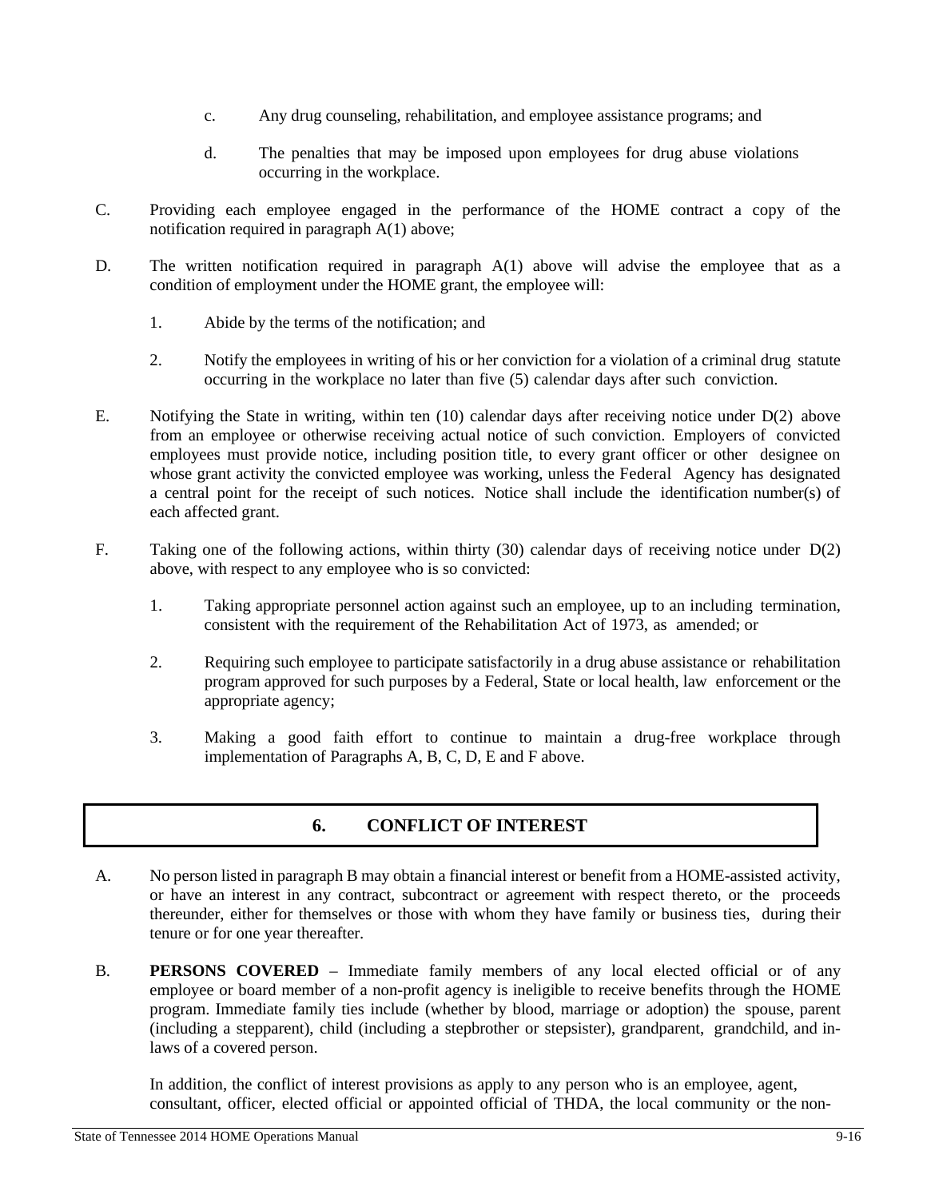c. Any drug counseling, rehabilitation, and employee assistance programs; and

d. The penalties that may be imposed upon employees for drug abuse violations occurring in the workplace.

C. Providing each employee engaged in the performance of the HOME contract a copy of the notification required in paragraph A(1) above;

D. The written notification required in paragraph A(1) above will advise the employee that as a condition of employment under the HOME grant, the employee will:

1. Abide by the terms of the notification; and

2. Notify the employees in writing of his or her conviction for a violation of a criminal drug statute occurring in the workplace no later than five (5) calendar days after such conviction.

E. Notifying the State in writing, within ten (10) calendar days after receiving notice under D(2) above from an employee or otherwise receiving actual notice of such conviction. Employers of convicted employees must provide notice, including position title, to every grant officer or other designee on whose grant activity the convicted employee was working, unless the Federal Agency has designated a central point for the receipt of such notices. Notice shall include the identification number(s) of each affected grant.

F. Taking one of the following actions, within thirty (30) calendar days of receiving notice under D(2) above, with respect to any employee who is so convicted:

1. Taking appropriate personnel action against such an employee, up to an including termination, consistent with the requirement of the Rehabilitation Act of 1973, as amended; or

2. Requiring such employee to participate satisfactorily in a drug abuse assistance or rehabilitation program approved for such purposes by a Federal, State or local health, law enforcement or the appropriate agency;

3. Making a good faith effort to continue to maintain a drug-free workplace through implementation of Paragraphs A, B, C, D, E and F above.

## 6. CONFLICT OF INTEREST

A. No person listed in paragraph B may obtain a financial interest or benefit from a HOME-assisted activity, or have an interest in any contract, subcontract or agreement with respect thereto, or the proceeds thereunder, either for themselves or those with whom they have family or business ties, during their tenure or for one year thereafter.

B. **PERSONS COVERED** – Immediate family members of any local elected official or of any employee or board member of a non-profit agency is ineligible to receive benefits through the HOME program. Immediate family ties include (whether by blood, marriage or adoption) the spouse, parent (including a stepparent), child (including a stepbrother or stepsister), grandparent, grandchild, and in-laws of a covered person.

In addition, the conflict of interest provisions as apply to any person who is an employee, agent, consultant, officer, elected official or appointed official of THDA, the local community or the non-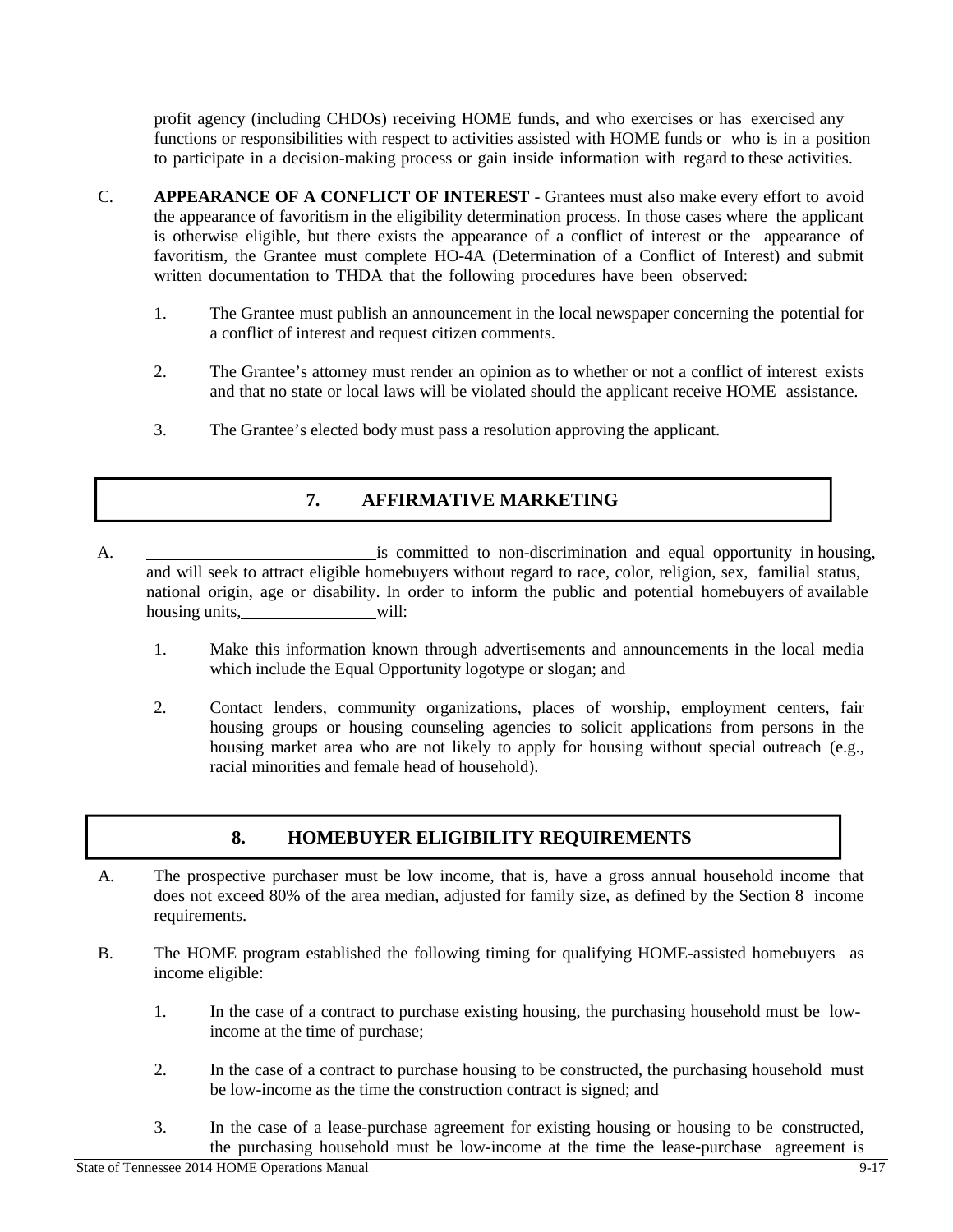profit agency (including CHDOs) receiving HOME funds, and who exercises or has exercised any functions or responsibilities with respect to activities assisted with HOME funds or who is in a position to participate in a decision-making process or gain inside information with regard to these activities.

C. **APPEARANCE OF A CONFLICT OF INTEREST** - Grantees must also make every effort to avoid the appearance of favoritism in the eligibility determination process. In those cases where the applicant is otherwise eligible, but there exists the appearance of a conflict of interest or the appearance of favoritism, the Grantee must complete HO-4A (Determination of a Conflict of Interest) and submit written documentation to THDA that the following procedures have been observed:

   1. The Grantee must publish an announcement in the local newspaper concerning the potential for a conflict of interest and request citizen comments.

   2. The Grantee's attorney must render an opinion as to whether or not a conflict of interest exists and that no state or local laws will be violated should the applicant receive HOME assistance.

   3. The Grantee's elected body must pass a resolution approving the applicant.

## 7. AFFIRMATIVE MARKETING

A. ____________________________ is committed to non-discrimination and equal opportunity in housing, and will seek to attract eligible homebuyers without regard to race, color, religion, sex, familial status, national origin, age or disability. In order to inform the public and potential homebuyers of available housing units, ________________ will:

   1. Make this information known through advertisements and announcements in the local media which include the Equal Opportunity logotype or slogan; and

   2. Contact lenders, community organizations, places of worship, employment centers, fair housing groups or housing counseling agencies to solicit applications from persons in the housing market area who are not likely to apply for housing without special outreach (e.g., racial minorities and female head of household).

## 8. HOMEBUYER ELIGIBILITY REQUIREMENTS

A. The prospective purchaser must be low income, that is, have a gross annual household income that does not exceed 80% of the area median, adjusted for family size, as defined by the Section 8 income requirements.

B. The HOME program established the following timing for qualifying HOME-assisted homebuyers as income eligible:

   1. In the case of a contract to purchase existing housing, the purchasing household must be low-income at the time of purchase;

   2. In the case of a contract to purchase housing to be constructed, the purchasing household must be low-income as the time the construction contract is signed; and

   3. In the case of a lease-purchase agreement for existing housing or housing to be constructed, the purchasing household must be low-income at the time the lease-purchase agreement is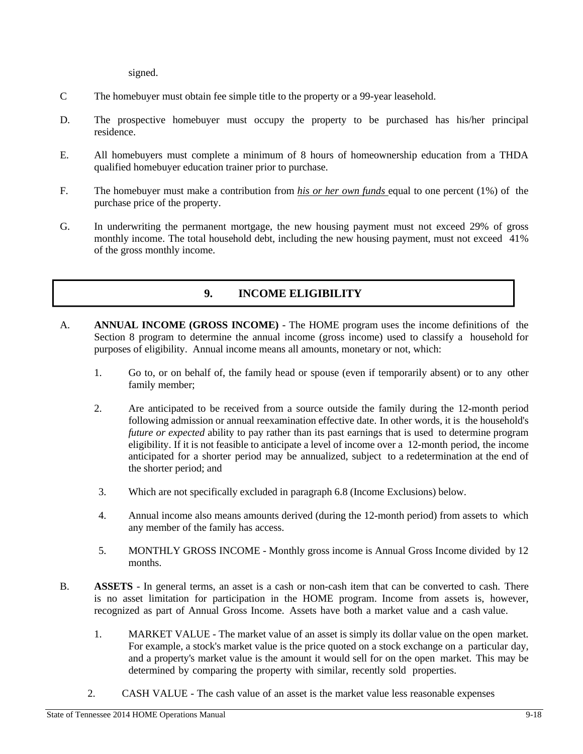signed.

C The homebuyer must obtain fee simple title to the property or a 99-year leasehold.

D. The prospective homebuyer must occupy the property to be purchased has his/her principal residence.

E. All homebuyers must complete a minimum of 8 hours of homeownership education from a THDA qualified homebuyer education trainer prior to purchase.

F. The homebuyer must make a contribution from <u>*his or her own funds*</u> equal to one percent (1%) of the purchase price of the property.

G. In underwriting the permanent mortgage, the new housing payment must not exceed 29% of gross monthly income. The total household debt, including the new housing payment, must not exceed 41% of the gross monthly income.

## 9. INCOME ELIGIBILITY

A. **ANNUAL INCOME (GROSS INCOME)** - The HOME program uses the income definitions of the Section 8 program to determine the annual income (gross income) used to classify a household for purposes of eligibility. Annual income means all amounts, monetary or not, which:

1. Go to, or on behalf of, the family head or spouse (even if temporarily absent) or to any other family member;

2. Are anticipated to be received from a source outside the family during the 12-month period following admission or annual reexamination effective date. In other words, it is the household's *future or expected* ability to pay rather than its past earnings that is used to determine program eligibility. If it is not feasible to anticipate a level of income over a 12-month period, the income anticipated for a shorter period may be annualized, subject to a redetermination at the end of the shorter period; and

3. Which are not specifically excluded in paragraph 6.8 (Income Exclusions) below.

4. Annual income also means amounts derived (during the 12-month period) from assets to which any member of the family has access.

5. MONTHLY GROSS INCOME - Monthly gross income is Annual Gross Income divided by 12 months.

B. **ASSETS** - In general terms, an asset is a cash or non-cash item that can be converted to cash. There is no asset limitation for participation in the HOME program. Income from assets is, however, recognized as part of Annual Gross Income. Assets have both a market value and a cash value.

1. MARKET VALUE - The market value of an asset is simply its dollar value on the open market. For example, a stock's market value is the price quoted on a stock exchange on a particular day, and a property's market value is the amount it would sell for on the open market. This may be determined by comparing the property with similar, recently sold properties.

2. CASH VALUE - The cash value of an asset is the market value less reasonable expenses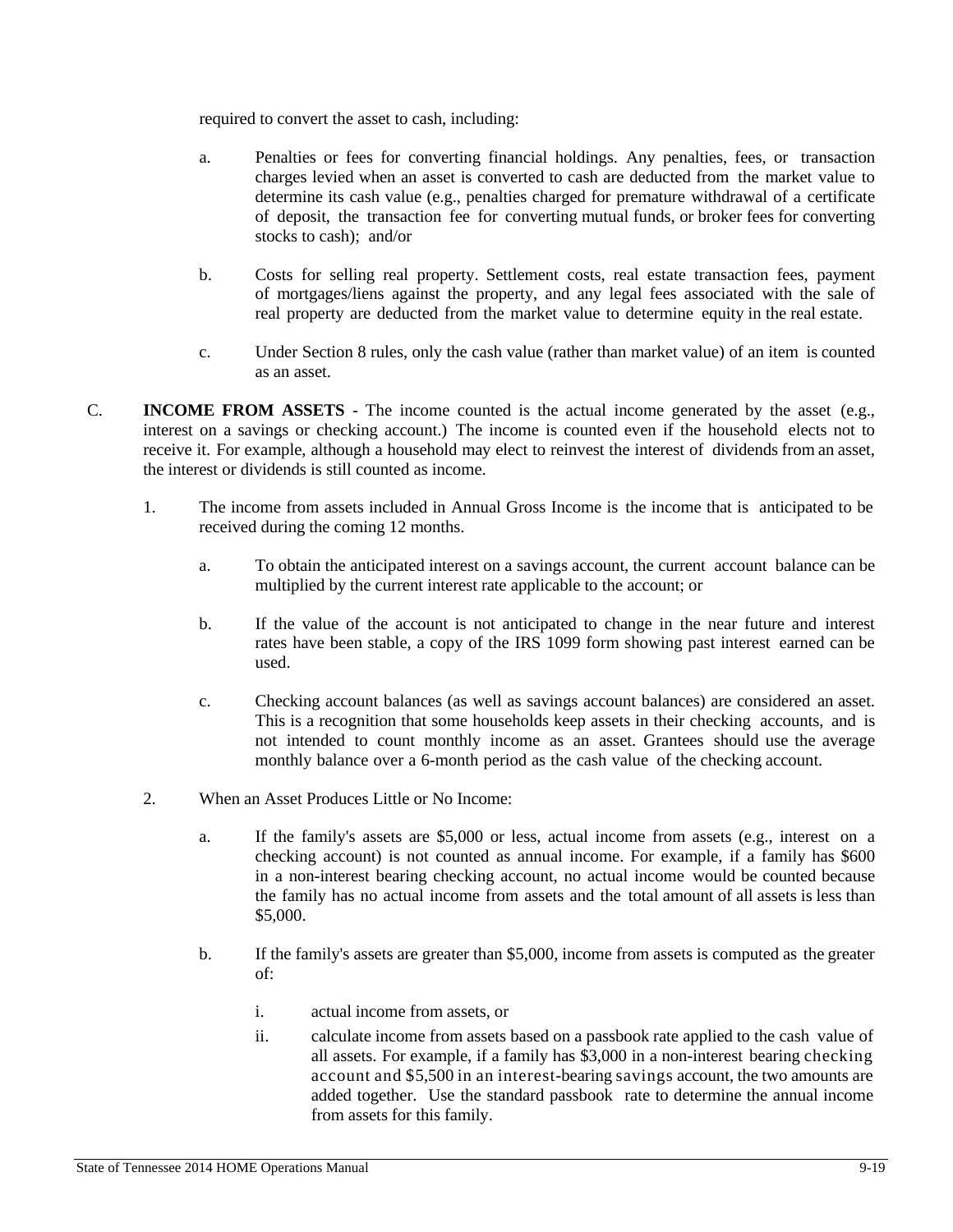required to convert the asset to cash, including:

a. Penalties or fees for converting financial holdings. Any penalties, fees, or transaction charges levied when an asset is converted to cash are deducted from the market value to determine its cash value (e.g., penalties charged for premature withdrawal of a certificate of deposit, the transaction fee for converting mutual funds, or broker fees for converting stocks to cash); and/or

b. Costs for selling real property. Settlement costs, real estate transaction fees, payment of mortgages/liens against the property, and any legal fees associated with the sale of real property are deducted from the market value to determine equity in the real estate.

c. Under Section 8 rules, only the cash value (rather than market value) of an item is counted as an asset.

C. **INCOME FROM ASSETS** - The income counted is the actual income generated by the asset (e.g., interest on a savings or checking account.) The income is counted even if the household elects not to receive it. For example, although a household may elect to reinvest the interest of dividends from an asset, the interest or dividends is still counted as income.

1. The income from assets included in Annual Gross Income is the income that is anticipated to be received during the coming 12 months.

   a. To obtain the anticipated interest on a savings account, the current account balance can be multiplied by the current interest rate applicable to the account; or

   b. If the value of the account is not anticipated to change in the near future and interest rates have been stable, a copy of the IRS 1099 form showing past interest earned can be used.

   c. Checking account balances (as well as savings account balances) are considered an asset. This is a recognition that some households keep assets in their checking accounts, and is not intended to count monthly income as an asset. Grantees should use the average monthly balance over a 6-month period as the cash value of the checking account.

2. When an Asset Produces Little or No Income:

   a. If the family's assets are $5,000 or less, actual income from assets (e.g., interest on a checking account) is not counted as annual income. For example, if a family has $600 in a non-interest bearing checking account, no actual income would be counted because the family has no actual income from assets and the total amount of all assets is less than $5,000.

   b. If the family's assets are greater than $5,000, income from assets is computed as the greater of:

      i. actual income from assets, or

      ii. calculate income from assets based on a passbook rate applied to the cash value of all assets. For example, if a family has $3,000 in a non-interest bearing checking account and $5,500 in an interest-bearing savings account, the two amounts are added together. Use the standard passbook rate to determine the annual income from assets for this family.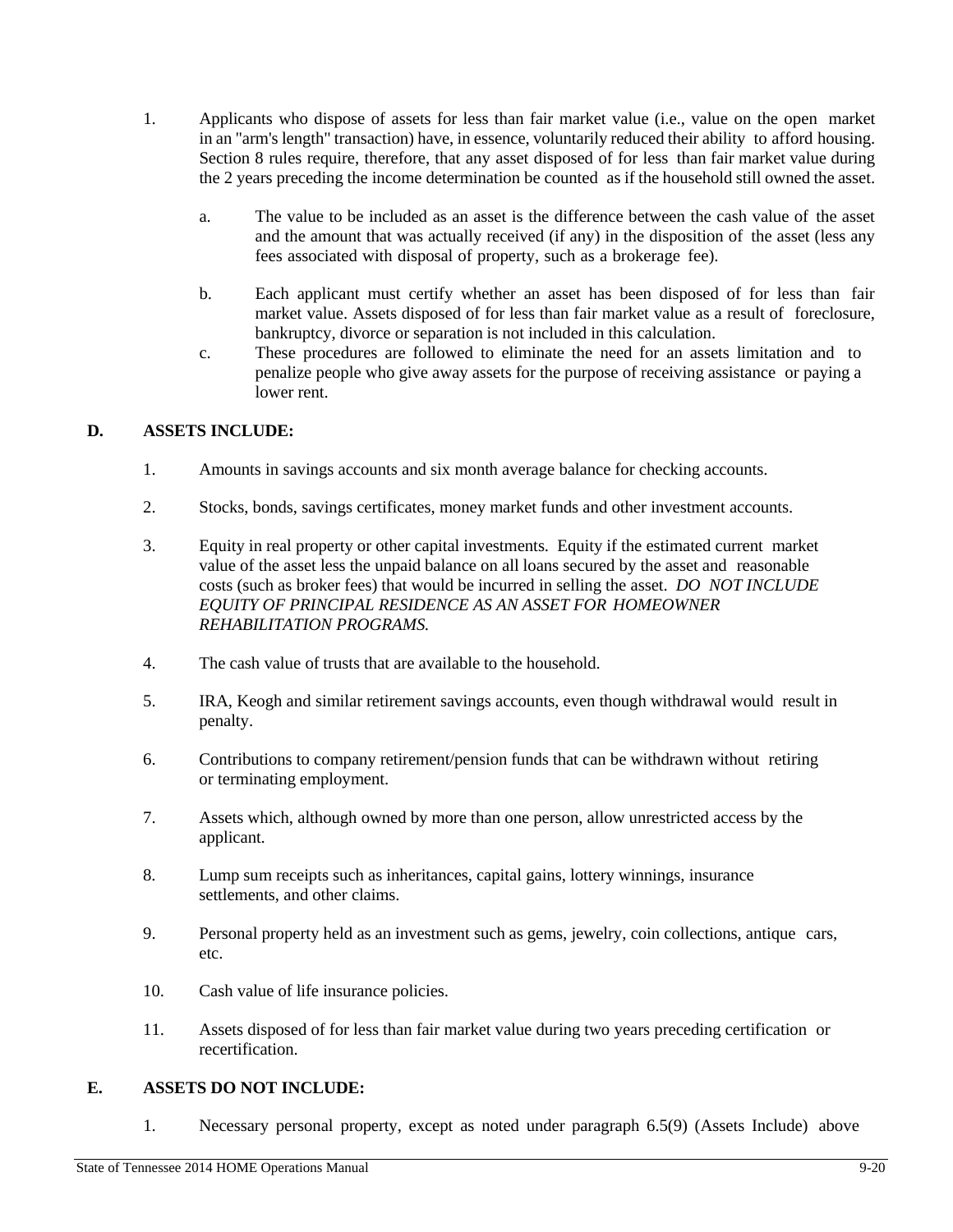1. Applicants who dispose of assets for less than fair market value (i.e., value on the open market in an "arm's length" transaction) have, in essence, voluntarily reduced their ability to afford housing. Section 8 rules require, therefore, that any asset disposed of for less than fair market value during the 2 years preceding the income determination be counted as if the household still owned the asset.

   a. The value to be included as an asset is the difference between the cash value of the asset and the amount that was actually received (if any) in the disposition of the asset (less any fees associated with disposal of property, such as a brokerage fee).

   b. Each applicant must certify whether an asset has been disposed of for less than fair market value. Assets disposed of for less than fair market value as a result of foreclosure, bankruptcy, divorce or separation is not included in this calculation.

   c. These procedures are followed to eliminate the need for an assets limitation and to penalize people who give away assets for the purpose of receiving assistance or paying a lower rent.

## D. ASSETS INCLUDE:

1. Amounts in savings accounts and six month average balance for checking accounts.

2. Stocks, bonds, savings certificates, money market funds and other investment accounts.

3. Equity in real property or other capital investments. Equity if the estimated current market value of the asset less the unpaid balance on all loans secured by the asset and reasonable costs (such as broker fees) that would be incurred in selling the asset. *DO NOT INCLUDE EQUITY OF PRINCIPAL RESIDENCE AS AN ASSET FOR HOMEOWNER REHABILITATION PROGRAMS.*

4. The cash value of trusts that are available to the household.

5. IRA, Keogh and similar retirement savings accounts, even though withdrawal would result in penalty.

6. Contributions to company retirement/pension funds that can be withdrawn without retiring or terminating employment.

7. Assets which, although owned by more than one person, allow unrestricted access by the applicant.

8. Lump sum receipts such as inheritances, capital gains, lottery winnings, insurance settlements, and other claims.

9. Personal property held as an investment such as gems, jewelry, coin collections, antique cars, etc.

10. Cash value of life insurance policies.

11. Assets disposed of for less than fair market value during two years preceding certification or recertification.

## E. ASSETS DO NOT INCLUDE:

1. Necessary personal property, except as noted under paragraph 6.5(9) (Assets Include) above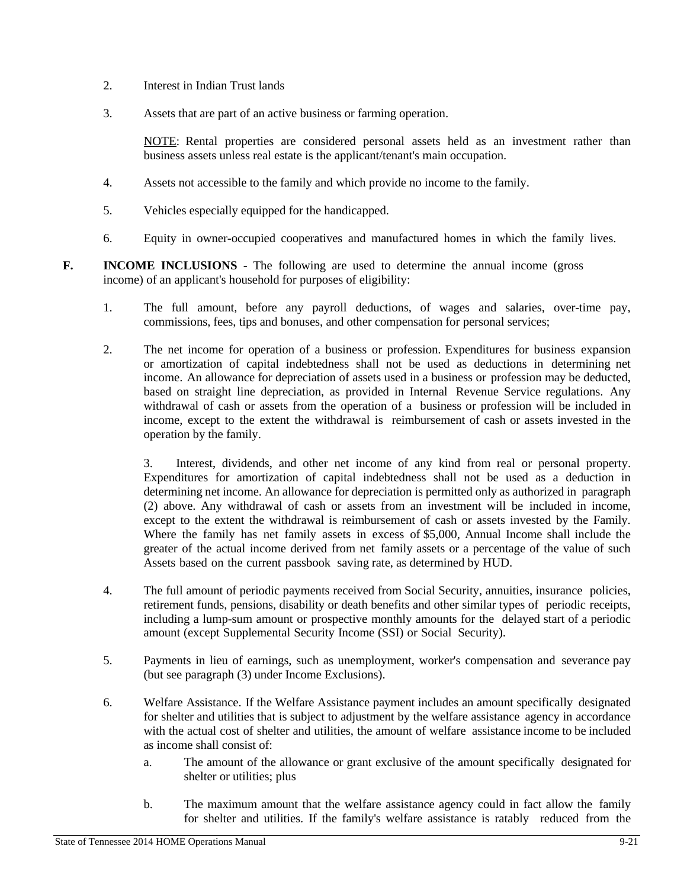2. Interest in Indian Trust lands

3. Assets that are part of an active business or farming operation.

   NOTE: Rental properties are considered personal assets held as an investment rather than business assets unless real estate is the applicant/tenant's main occupation.

4. Assets not accessible to the family and which provide no income to the family.

5. Vehicles especially equipped for the handicapped.

6. Equity in owner-occupied cooperatives and manufactured homes in which the family lives.

**F. INCOME INCLUSIONS** - The following are used to determine the annual income (gross income) of an applicant's household for purposes of eligibility:

1. The full amount, before any payroll deductions, of wages and salaries, over-time pay, commissions, fees, tips and bonuses, and other compensation for personal services;

2. The net income for operation of a business or profession. Expenditures for business expansion or amortization of capital indebtedness shall not be used as deductions in determining net income. An allowance for depreciation of assets used in a business or profession may be deducted, based on straight line depreciation, as provided in Internal Revenue Service regulations. Any withdrawal of cash or assets from the operation of a business or profession will be included in income, except to the extent the withdrawal is reimbursement of cash or assets invested in the operation by the family.

3. Interest, dividends, and other net income of any kind from real or personal property. Expenditures for amortization of capital indebtedness shall not be used as a deduction in determining net income. An allowance for depreciation is permitted only as authorized in paragraph (2) above. Any withdrawal of cash or assets from an investment will be included in income, except to the extent the withdrawal is reimbursement of cash or assets invested by the Family. Where the family has net family assets in excess of $5,000, Annual Income shall include the greater of the actual income derived from net family assets or a percentage of the value of such Assets based on the current passbook saving rate, as determined by HUD.

4. The full amount of periodic payments received from Social Security, annuities, insurance policies, retirement funds, pensions, disability or death benefits and other similar types of periodic receipts, including a lump-sum amount or prospective monthly amounts for the delayed start of a periodic amount (except Supplemental Security Income (SSI) or Social Security).

5. Payments in lieu of earnings, such as unemployment, worker's compensation and severance pay (but see paragraph (3) under Income Exclusions).

6. Welfare Assistance. If the Welfare Assistance payment includes an amount specifically designated for shelter and utilities that is subject to adjustment by the welfare assistance agency in accordance with the actual cost of shelter and utilities, the amount of welfare assistance income to be included as income shall consist of:

   a. The amount of the allowance or grant exclusive of the amount specifically designated for shelter or utilities; plus

   b. The maximum amount that the welfare assistance agency could in fact allow the family for shelter and utilities. If the family's welfare assistance is ratably reduced from the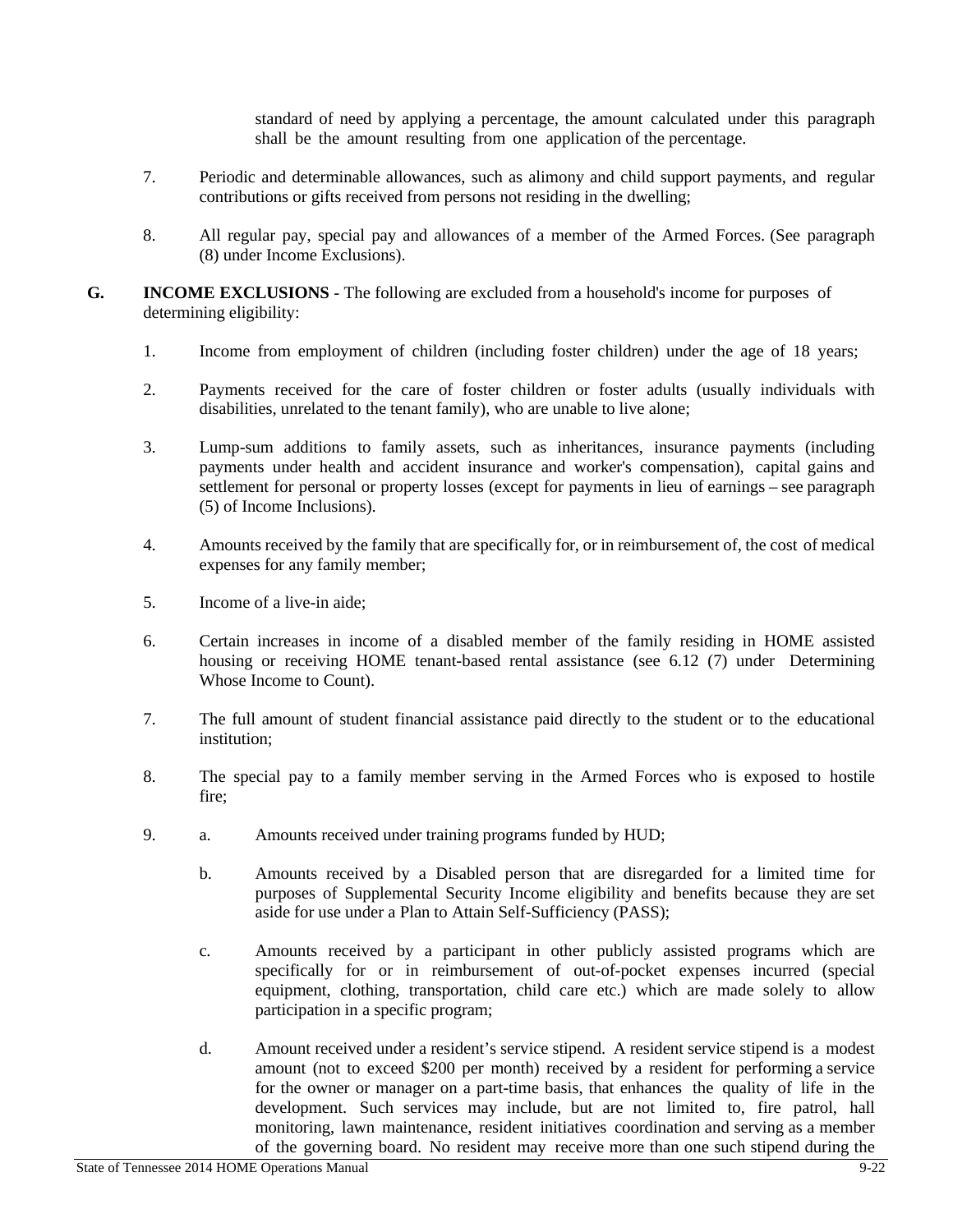standard of need by applying a percentage, the amount calculated under this paragraph shall be the amount resulting from one application of the percentage.

7. Periodic and determinable allowances, such as alimony and child support payments, and regular contributions or gifts received from persons not residing in the dwelling;

8. All regular pay, special pay and allowances of a member of the Armed Forces. (See paragraph (8) under Income Exclusions).

**G. INCOME EXCLUSIONS** - The following are excluded from a household's income for purposes of determining eligibility:

1. Income from employment of children (including foster children) under the age of 18 years;

2. Payments received for the care of foster children or foster adults (usually individuals with disabilities, unrelated to the tenant family), who are unable to live alone;

3. Lump-sum additions to family assets, such as inheritances, insurance payments (including payments under health and accident insurance and worker's compensation), capital gains and settlement for personal or property losses (except for payments in lieu of earnings – see paragraph (5) of Income Inclusions).

4. Amounts received by the family that are specifically for, or in reimbursement of, the cost of medical expenses for any family member;

5. Income of a live-in aide;

6. Certain increases in income of a disabled member of the family residing in HOME assisted housing or receiving HOME tenant-based rental assistance (see 6.12 (7) under Determining Whose Income to Count).

7. The full amount of student financial assistance paid directly to the student or to the educational institution;

8. The special pay to a family member serving in the Armed Forces who is exposed to hostile fire;

9.
   a. Amounts received under training programs funded by HUD;

   b. Amounts received by a Disabled person that are disregarded for a limited time for purposes of Supplemental Security Income eligibility and benefits because they are set aside for use under a Plan to Attain Self-Sufficiency (PASS);

   c. Amounts received by a participant in other publicly assisted programs which are specifically for or in reimbursement of out-of-pocket expenses incurred (special equipment, clothing, transportation, child care etc.) which are made solely to allow participation in a specific program;

   d. Amount received under a resident's service stipend. A resident service stipend is a modest amount (not to exceed $200 per month) received by a resident for performing a service for the owner or manager on a part-time basis, that enhances the quality of life in the development. Such services may include, but are not limited to, fire patrol, hall monitoring, lawn maintenance, resident initiatives coordination and serving as a member of the governing board. No resident may receive more than one such stipend during the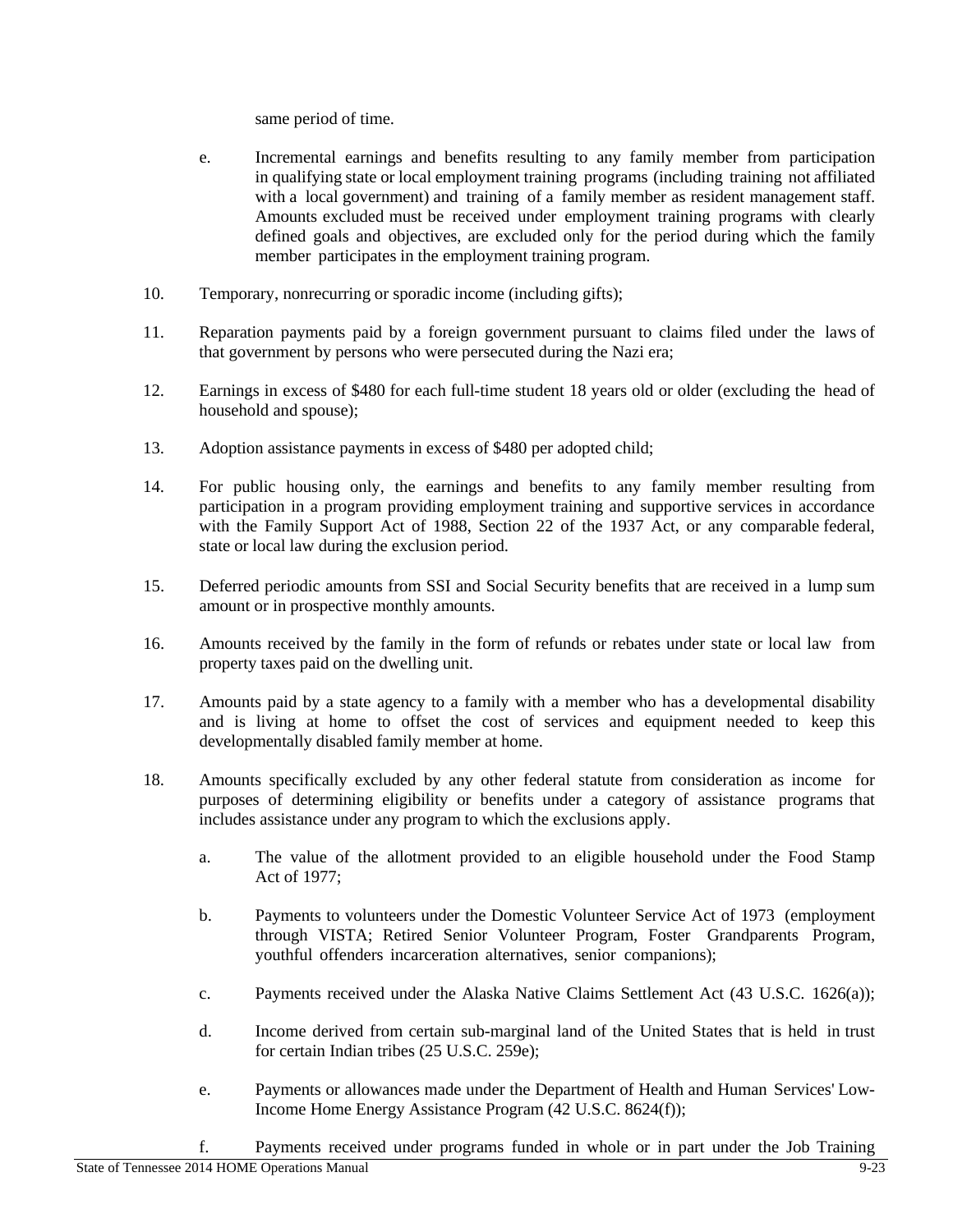same period of time.

e. Incremental earnings and benefits resulting to any family member from participation in qualifying state or local employment training programs (including training not affiliated with a local government) and training of a family member as resident management staff. Amounts excluded must be received under employment training programs with clearly defined goals and objectives, are excluded only for the period during which the family member participates in the employment training program.

10. Temporary, nonrecurring or sporadic income (including gifts);

11. Reparation payments paid by a foreign government pursuant to claims filed under the laws of that government by persons who were persecuted during the Nazi era;

12. Earnings in excess of $480 for each full-time student 18 years old or older (excluding the head of household and spouse);

13. Adoption assistance payments in excess of $480 per adopted child;

14. For public housing only, the earnings and benefits to any family member resulting from participation in a program providing employment training and supportive services in accordance with the Family Support Act of 1988, Section 22 of the 1937 Act, or any comparable federal, state or local law during the exclusion period.

15. Deferred periodic amounts from SSI and Social Security benefits that are received in a lump sum amount or in prospective monthly amounts.

16. Amounts received by the family in the form of refunds or rebates under state or local law from property taxes paid on the dwelling unit.

17. Amounts paid by a state agency to a family with a member who has a developmental disability and is living at home to offset the cost of services and equipment needed to keep this developmentally disabled family member at home.

18. Amounts specifically excluded by any other federal statute from consideration as income for purposes of determining eligibility or benefits under a category of assistance programs that includes assistance under any program to which the exclusions apply.

    a. The value of the allotment provided to an eligible household under the Food Stamp Act of 1977;

    b. Payments to volunteers under the Domestic Volunteer Service Act of 1973 (employment through VISTA; Retired Senior Volunteer Program, Foster Grandparents Program, youthful offenders incarceration alternatives, senior companions);

    c. Payments received under the Alaska Native Claims Settlement Act (43 U.S.C. 1626(a));

    d. Income derived from certain sub-marginal land of the United States that is held in trust for certain Indian tribes (25 U.S.C. 259e);

    e. Payments or allowances made under the Department of Health and Human Services' Low-Income Home Energy Assistance Program (42 U.S.C. 8624(f));

    f. Payments received under programs funded in whole or in part under the Job Training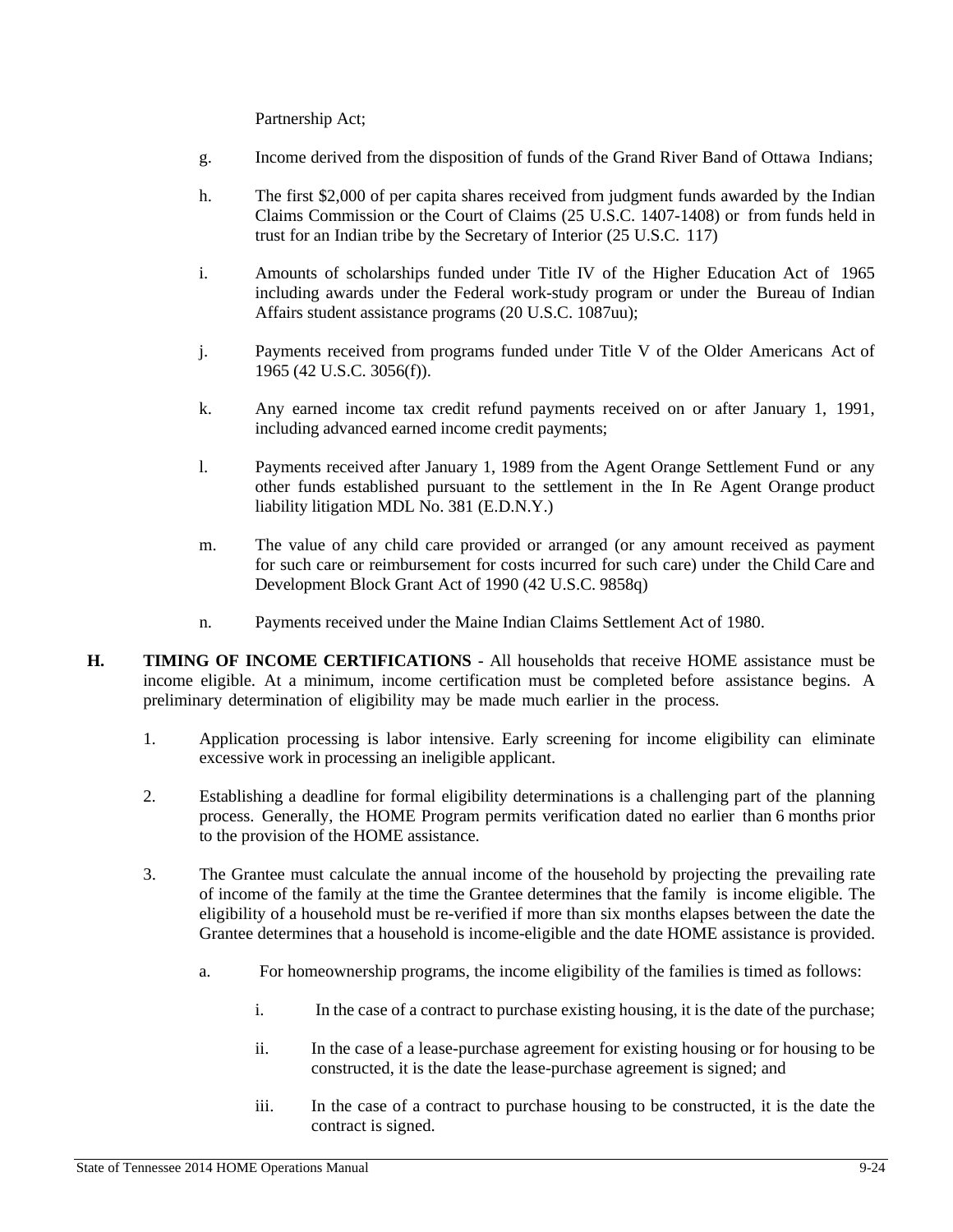Partnership Act;

g. Income derived from the disposition of funds of the Grand River Band of Ottawa Indians;

h. The first $2,000 of per capita shares received from judgment funds awarded by the Indian Claims Commission or the Court of Claims (25 U.S.C. 1407-1408) or from funds held in trust for an Indian tribe by the Secretary of Interior (25 U.S.C. 117)

i. Amounts of scholarships funded under Title IV of the Higher Education Act of 1965 including awards under the Federal work-study program or under the Bureau of Indian Affairs student assistance programs (20 U.S.C. 1087uu);

j. Payments received from programs funded under Title V of the Older Americans Act of 1965 (42 U.S.C. 3056(f)).

k. Any earned income tax credit refund payments received on or after January 1, 1991, including advanced earned income credit payments;

l. Payments received after January 1, 1989 from the Agent Orange Settlement Fund or any other funds established pursuant to the settlement in the In Re Agent Orange product liability litigation MDL No. 381 (E.D.N.Y.)

m. The value of any child care provided or arranged (or any amount received as payment for such care or reimbursement for costs incurred for such care) under the Child Care and Development Block Grant Act of 1990 (42 U.S.C. 9858q)

n. Payments received under the Maine Indian Claims Settlement Act of 1980.

**H. TIMING OF INCOME CERTIFICATIONS** - All households that receive HOME assistance must be income eligible. At a minimum, income certification must be completed before assistance begins. A preliminary determination of eligibility may be made much earlier in the process.

1. Application processing is labor intensive. Early screening for income eligibility can eliminate excessive work in processing an ineligible applicant.

2. Establishing a deadline for formal eligibility determinations is a challenging part of the planning process. Generally, the HOME Program permits verification dated no earlier than 6 months prior to the provision of the HOME assistance.

3. The Grantee must calculate the annual income of the household by projecting the prevailing rate of income of the family at the time the Grantee determines that the family is income eligible. The eligibility of a household must be re-verified if more than six months elapses between the date the Grantee determines that a household is income-eligible and the date HOME assistance is provided.

   a. For homeownership programs, the income eligibility of the families is timed as follows:

      i. In the case of a contract to purchase existing housing, it is the date of the purchase;

      ii. In the case of a lease-purchase agreement for existing housing or for housing to be constructed, it is the date the lease-purchase agreement is signed; and

      iii. In the case of a contract to purchase housing to be constructed, it is the date the contract is signed.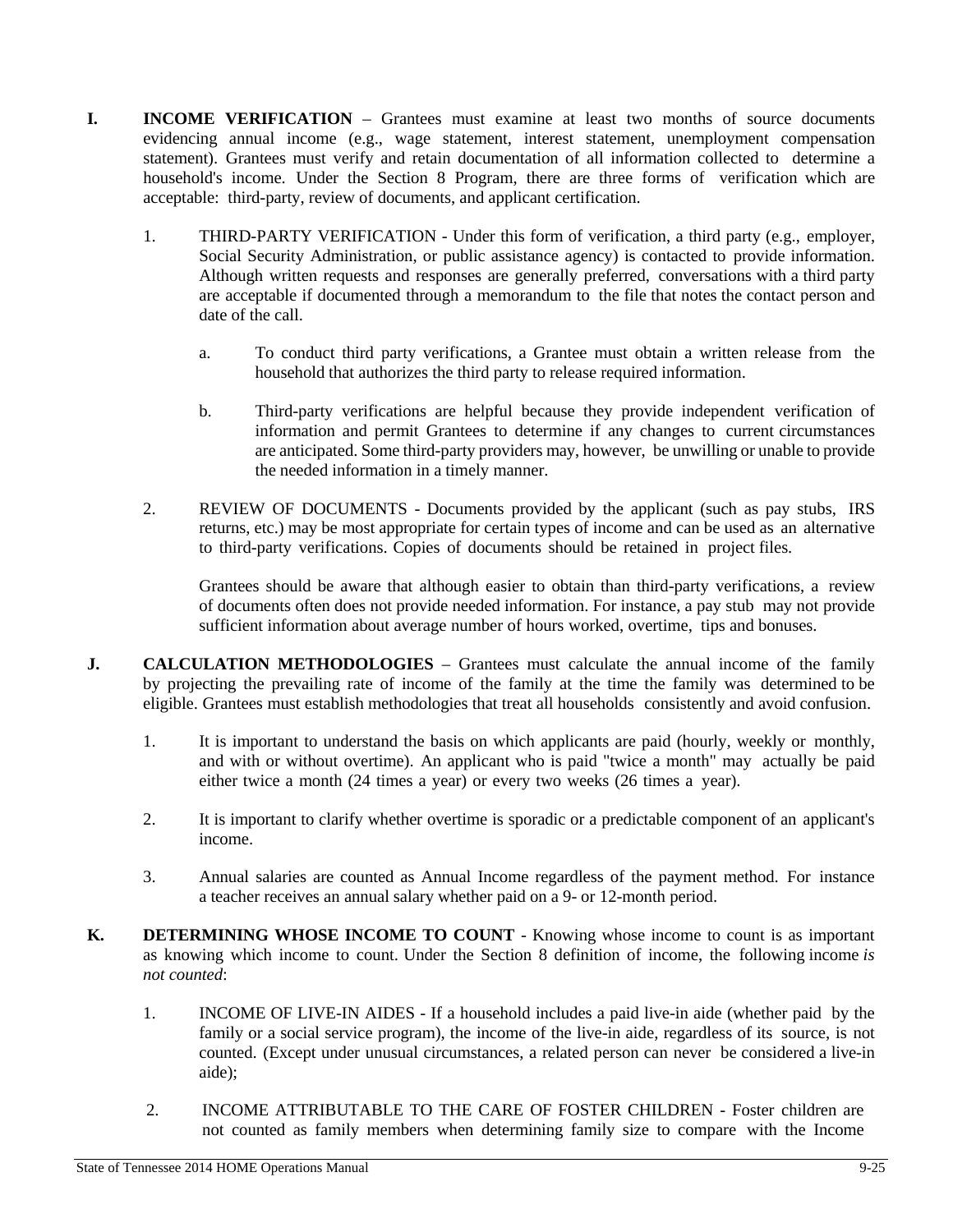**I. INCOME VERIFICATION** – Grantees must examine at least two months of source documents evidencing annual income (e.g., wage statement, interest statement, unemployment compensation statement). Grantees must verify and retain documentation of all information collected to determine a household's income. Under the Section 8 Program, there are three forms of verification which are acceptable: third-party, review of documents, and applicant certification.

1. THIRD-PARTY VERIFICATION - Under this form of verification, a third party (e.g., employer, Social Security Administration, or public assistance agency) is contacted to provide information. Although written requests and responses are generally preferred, conversations with a third party are acceptable if documented through a memorandum to the file that notes the contact person and date of the call.

   a. To conduct third party verifications, a Grantee must obtain a written release from the household that authorizes the third party to release required information.

   b. Third-party verifications are helpful because they provide independent verification of information and permit Grantees to determine if any changes to current circumstances are anticipated. Some third-party providers may, however, be unwilling or unable to provide the needed information in a timely manner.

2. REVIEW OF DOCUMENTS - Documents provided by the applicant (such as pay stubs, IRS returns, etc.) may be most appropriate for certain types of income and can be used as an alternative to third-party verifications. Copies of documents should be retained in project files.

   Grantees should be aware that although easier to obtain than third-party verifications, a review of documents often does not provide needed information. For instance, a pay stub may not provide sufficient information about average number of hours worked, overtime, tips and bonuses.

**J. CALCULATION METHODOLOGIES** – Grantees must calculate the annual income of the family by projecting the prevailing rate of income of the family at the time the family was determined to be eligible. Grantees must establish methodologies that treat all households consistently and avoid confusion.

1. It is important to understand the basis on which applicants are paid (hourly, weekly or monthly, and with or without overtime). An applicant who is paid "twice a month" may actually be paid either twice a month (24 times a year) or every two weeks (26 times a year).

2. It is important to clarify whether overtime is sporadic or a predictable component of an applicant's income.

3. Annual salaries are counted as Annual Income regardless of the payment method. For instance a teacher receives an annual salary whether paid on a 9- or 12-month period.

**K. DETERMINING WHOSE INCOME TO COUNT** - Knowing whose income to count is as important as knowing which income to count. Under the Section 8 definition of income, the following income *is not counted*:

1. INCOME OF LIVE-IN AIDES - If a household includes a paid live-in aide (whether paid by the family or a social service program), the income of the live-in aide, regardless of its source, is not counted. (Except under unusual circumstances, a related person can never be considered a live-in aide);

2. INCOME ATTRIBUTABLE TO THE CARE OF FOSTER CHILDREN - Foster children are not counted as family members when determining family size to compare with the Income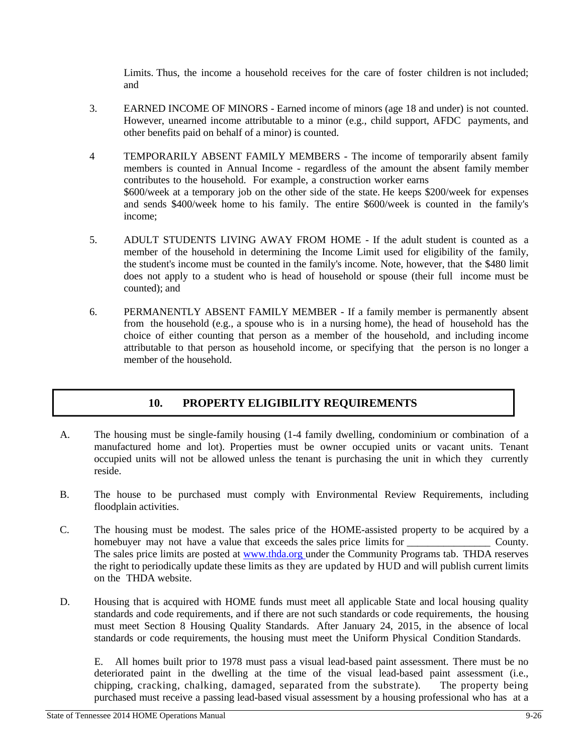Limits. Thus, the income a household receives for the care of foster children is not included; and

3. EARNED INCOME OF MINORS - Earned income of minors (age 18 and under) is not counted. However, unearned income attributable to a minor (e.g., child support, AFDC payments, and other benefits paid on behalf of a minor) is counted.

4 TEMPORARILY ABSENT FAMILY MEMBERS - The income of temporarily absent family members is counted in Annual Income - regardless of the amount the absent family member contributes to the household. For example, a construction worker earns $600/week at a temporary job on the other side of the state. He keeps $200/week for expenses and sends $400/week home to his family. The entire $600/week is counted in the family's income;

5. ADULT STUDENTS LIVING AWAY FROM HOME - If the adult student is counted as a member of the household in determining the Income Limit used for eligibility of the family, the student's income must be counted in the family's income. Note, however, that the $480 limit does not apply to a student who is head of household or spouse (their full income must be counted); and

6. PERMANENTLY ABSENT FAMILY MEMBER - If a family member is permanently absent from the household (e.g., a spouse who is in a nursing home), the head of household has the choice of either counting that person as a member of the household, and including income attributable to that person as household income, or specifying that the person is no longer a member of the household.

## 10. PROPERTY ELIGIBILITY REQUIREMENTS

A. The housing must be single-family housing (1-4 family dwelling, condominium or combination of a manufactured home and lot). Properties must be owner occupied units or vacant units. Tenant occupied units will not be allowed unless the tenant is purchasing the unit in which they currently reside.

B. The house to be purchased must comply with Environmental Review Requirements, including floodplain activities.

C. The housing must be modest. The sales price of the HOME-assisted property to be acquired by a homebuyer may not have a value that exceeds the sales price limits for ________________ County. The sales price limits are posted at [www.thda.org](http://www.thda.org) under the Community Programs tab. THDA reserves the right to periodically update these limits as they are updated by HUD and will publish current limits on the THDA website.

D. Housing that is acquired with HOME funds must meet all applicable State and local housing quality standards and code requirements, and if there are not such standards or code requirements, the housing must meet Section 8 Housing Quality Standards. After January 24, 2015, in the absence of local standards or code requirements, the housing must meet the Uniform Physical Condition Standards.

E. All homes built prior to 1978 must pass a visual lead-based paint assessment. There must be no deteriorated paint in the dwelling at the time of the visual lead-based paint assessment (i.e., chipping, cracking, chalking, damaged, separated from the substrate). The property being purchased must receive a passing lead-based visual assessment by a housing professional who has at a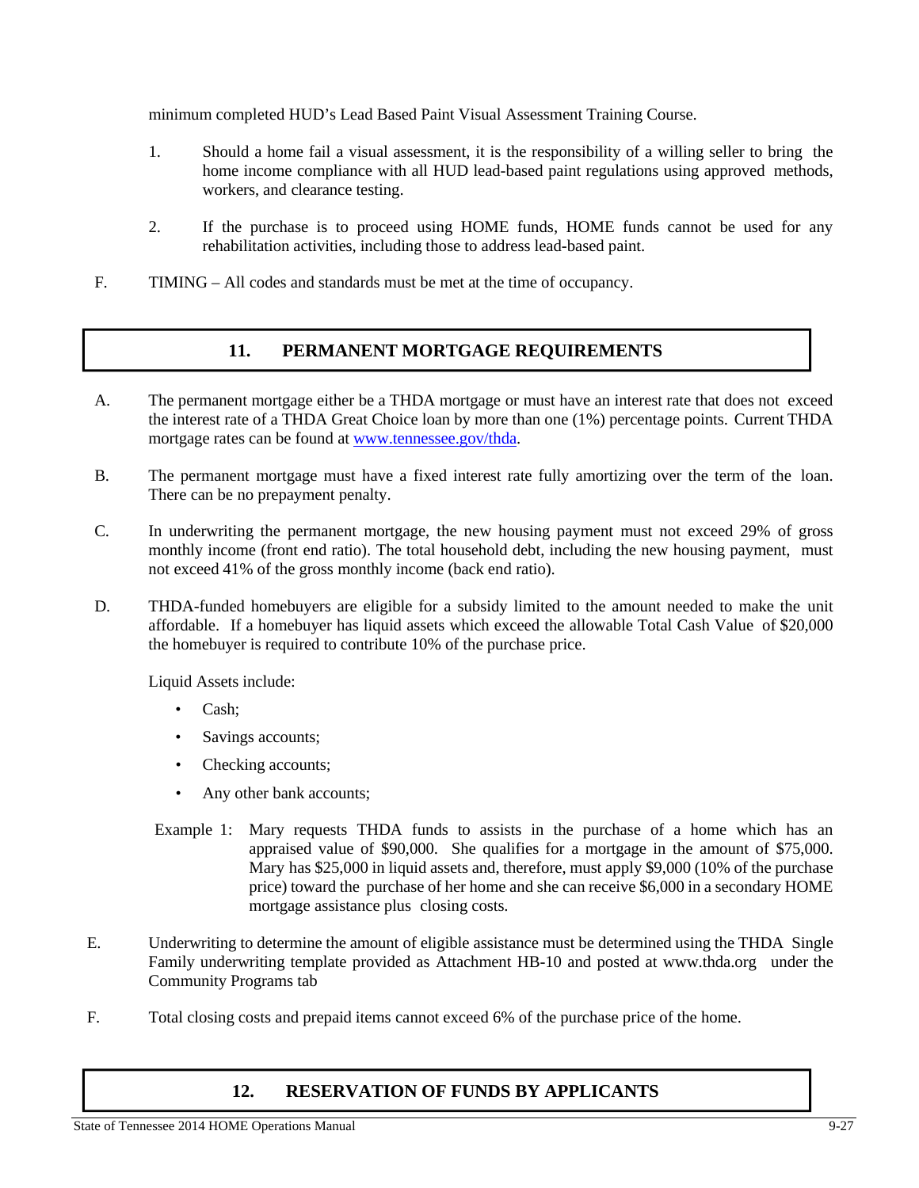minimum completed HUD's Lead Based Paint Visual Assessment Training Course.

1. Should a home fail a visual assessment, it is the responsibility of a willing seller to bring the home income compliance with all HUD lead-based paint regulations using approved methods, workers, and clearance testing.

2. If the purchase is to proceed using HOME funds, HOME funds cannot be used for any rehabilitation activities, including those to address lead-based paint.

F. TIMING – All codes and standards must be met at the time of occupancy.

## 11. PERMANENT MORTGAGE REQUIREMENTS

A. The permanent mortgage either be a THDA mortgage or must have an interest rate that does not exceed the interest rate of a THDA Great Choice loan by more than one (1%) percentage points. Current THDA mortgage rates can be found at www.tennessee.gov/thda.

B. The permanent mortgage must have a fixed interest rate fully amortizing over the term of the loan. There can be no prepayment penalty.

C. In underwriting the permanent mortgage, the new housing payment must not exceed 29% of gross monthly income (front end ratio). The total household debt, including the new housing payment, must not exceed 41% of the gross monthly income (back end ratio).

D. THDA-funded homebuyers are eligible for a subsidy limited to the amount needed to make the unit affordable. If a homebuyer has liquid assets which exceed the allowable Total Cash Value of $20,000 the homebuyer is required to contribute 10% of the purchase price.

Liquid Assets include:

- Cash;
- Savings accounts;
- Checking accounts;
- Any other bank accounts;

Example 1: Mary requests THDA funds to assists in the purchase of a home which has an appraised value of $90,000. She qualifies for a mortgage in the amount of $75,000. Mary has $25,000 in liquid assets and, therefore, must apply $9,000 (10% of the purchase price) toward the purchase of her home and she can receive $6,000 in a secondary HOME mortgage assistance plus closing costs.

E. Underwriting to determine the amount of eligible assistance must be determined using the THDA Single Family underwriting template provided as Attachment HB-10 and posted at www.thda.org under the Community Programs tab

F. Total closing costs and prepaid items cannot exceed 6% of the purchase price of the home.

## 12. RESERVATION OF FUNDS BY APPLICANTS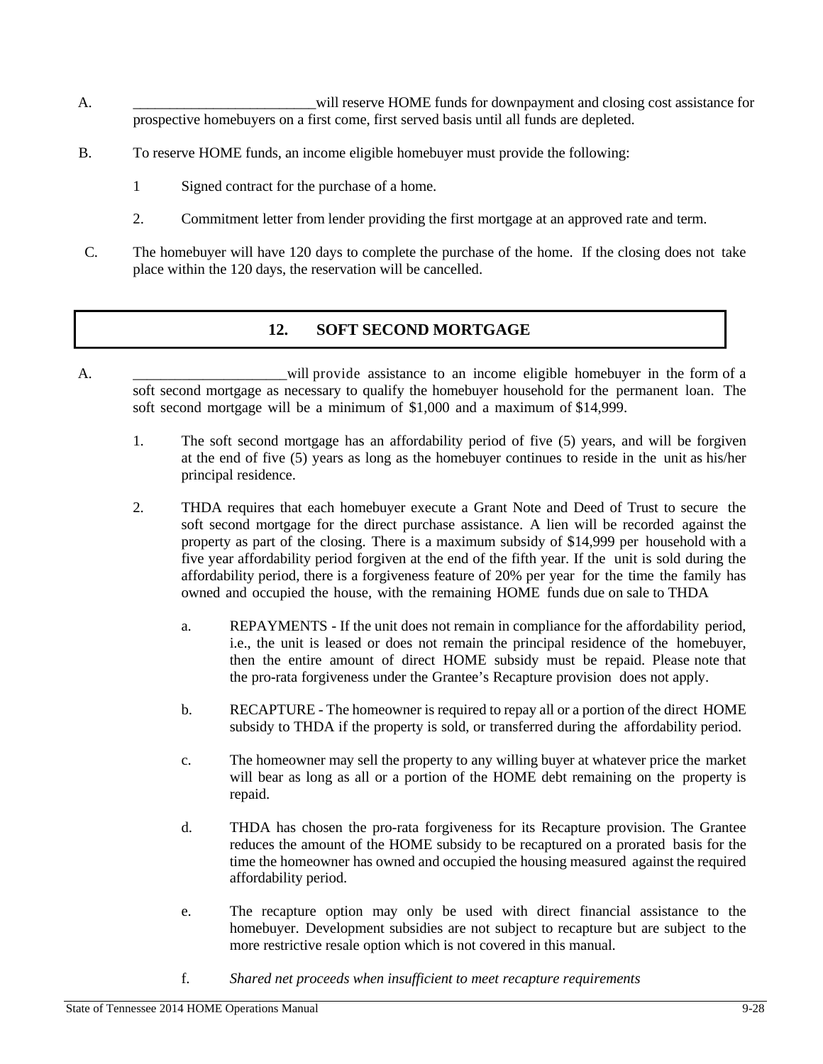A. \_\_\_\_\_\_\_\_\_\_\_\_\_\_\_\_\_\_\_\_\_\_\_\_\_\_will reserve HOME funds for downpayment and closing cost assistance for prospective homebuyers on a first come, first served basis until all funds are depleted.

B. To reserve HOME funds, an income eligible homebuyer must provide the following:

1 Signed contract for the purchase of a home.

2. Commitment letter from lender providing the first mortgage at an approved rate and term.

C. The homebuyer will have 120 days to complete the purchase of the home. If the closing does not take place within the 120 days, the reservation will be cancelled.

## 12. SOFT SECOND MORTGAGE

A. \_\_\_\_\_\_\_\_\_\_\_\_\_\_\_\_\_\_\_\_\_\_will provide assistance to an income eligible homebuyer in the form of a soft second mortgage as necessary to qualify the homebuyer household for the permanent loan. The soft second mortgage will be a minimum of $1,000 and a maximum of $14,999.

1. The soft second mortgage has an affordability period of five (5) years, and will be forgiven at the end of five (5) years as long as the homebuyer continues to reside in the unit as his/her principal residence.

2. THDA requires that each homebuyer execute a Grant Note and Deed of Trust to secure the soft second mortgage for the direct purchase assistance. A lien will be recorded against the property as part of the closing. There is a maximum subsidy of $14,999 per household with a five year affordability period forgiven at the end of the fifth year. If the unit is sold during the affordability period, there is a forgiveness feature of 20% per year for the time the family has owned and occupied the house, with the remaining HOME funds due on sale to THDA

   a. REPAYMENTS - If the unit does not remain in compliance for the affordability period, i.e., the unit is leased or does not remain the principal residence of the homebuyer, then the entire amount of direct HOME subsidy must be repaid. Please note that the pro-rata forgiveness under the Grantee's Recapture provision does not apply.

   b. RECAPTURE - The homeowner is required to repay all or a portion of the direct HOME subsidy to THDA if the property is sold, or transferred during the affordability period.

   c. The homeowner may sell the property to any willing buyer at whatever price the market will bear as long as all or a portion of the HOME debt remaining on the property is repaid.

   d. THDA has chosen the pro-rata forgiveness for its Recapture provision. The Grantee reduces the amount of the HOME subsidy to be recaptured on a prorated basis for the time the homeowner has owned and occupied the housing measured against the required affordability period.

   e. The recapture option may only be used with direct financial assistance to the homebuyer. Development subsidies are not subject to recapture but are subject to the more restrictive resale option which is not covered in this manual.

   f. *Shared net proceeds when insufficient to meet recapture requirements*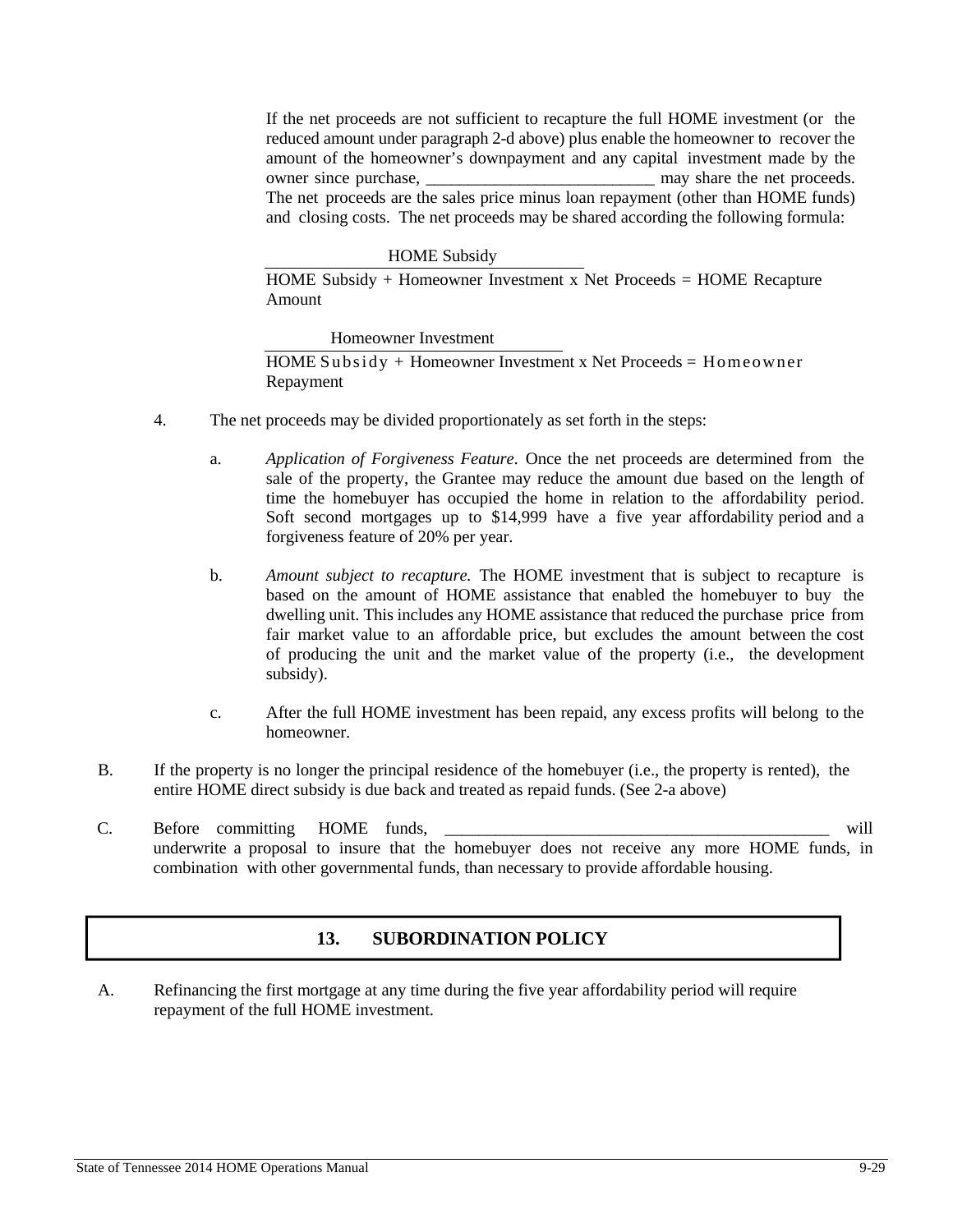If the net proceeds are not sufficient to recapture the full HOME investment (or the reduced amount under paragraph 2-d above) plus enable the homeowner to recover the amount of the homeowner's downpayment and any capital investment made by the owner since purchase, ___________________________ may share the net proceeds. The net proceeds are the sales price minus loan repayment (other than HOME funds) and closing costs. The net proceeds may be shared according the following formula:

$$\frac{\text{HOME Subsidy}}{\text{HOME Subsidy + Homeowner Investment}} \times \text{Net Proceeds} = \text{HOME Recapture Amount}$$

$$\frac{\text{Homeowner Investment}}{\text{HOME Subsidy + Homeowner Investment}} \times \text{Net Proceeds} = \text{Homeowner Repayment}$$

4. The net proceeds may be divided proportionately as set forth in the steps:

   a. *Application of Forgiveness Feature.* Once the net proceeds are determined from the sale of the property, the Grantee may reduce the amount due based on the length of time the homebuyer has occupied the home in relation to the affordability period. Soft second mortgages up to $14,999 have a five year affordability period and a forgiveness feature of 20% per year.

   b. *Amount subject to recapture.* The HOME investment that is subject to recapture is based on the amount of HOME assistance that enabled the homebuyer to buy the dwelling unit. This includes any HOME assistance that reduced the purchase price from fair market value to an affordable price, but excludes the amount between the cost of producing the unit and the market value of the property (i.e., the development subsidy).

   c. After the full HOME investment has been repaid, any excess profits will belong to the homeowner.

B. If the property is no longer the principal residence of the homebuyer (i.e., the property is rented), the entire HOME direct subsidy is due back and treated as repaid funds. (See 2-a above)

C. Before committing HOME funds, ______________________________________________ will underwrite a proposal to insure that the homebuyer does not receive any more HOME funds, in combination with other governmental funds, than necessary to provide affordable housing.

## 13. SUBORDINATION POLICY

A. Refinancing the first mortgage at any time during the five year affordability period will require repayment of the full HOME investment.